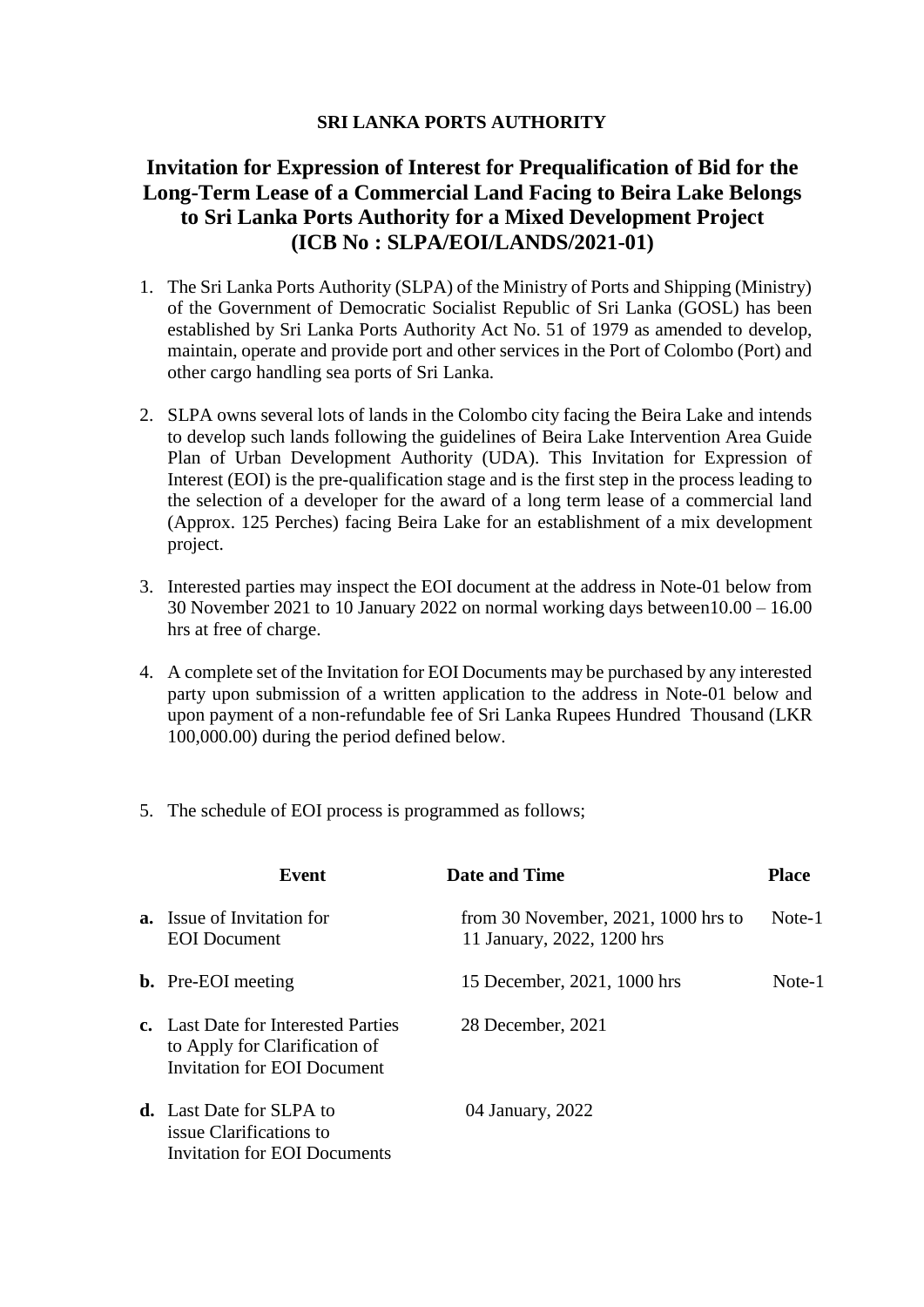**SRI LANKA PORTS AUTHORITY**

# Invitation for Expression of Interest for Prequalification of Bid for the Long-Term Lease of a Commercial Land Facing to Beira Lake Belongs to Sri Lanka Ports Authority for a Mixed Development Project (ICB No : SLPA/EOI/LANDS/2021-01)

1. The Sri Lanka Ports Authority (SLPA) of the Ministry of Ports and Shipping (Ministry) of the Government of Democratic Socialist Republic of Sri Lanka (GOSL) has been established by Sri Lanka Ports Authority Act No. 51 of 1979 as amended to develop, maintain, operate and provide port and other services in the Port of Colombo (Port) and other cargo handling sea ports of Sri Lanka.

2. SLPA owns several lots of lands in the Colombo city facing the Beira Lake and intends to develop such lands following the guidelines of Beira Lake Intervention Area Guide Plan of Urban Development Authority (UDA). This Invitation for Expression of Interest (EOI) is the pre-qualification stage and is the first step in the process leading to the selection of a developer for the award of a long term lease of a commercial land (Approx. 125 Perches) facing Beira Lake for an establishment of a mix development project.

3. Interested parties may inspect the EOI document at the address in Note-01 below from 30 November 2021 to 10 January 2022 on normal working days between10.00 – 16.00 hrs at free of charge.

4. A complete set of the Invitation for EOI Documents may be purchased by any interested party upon submission of a written application to the address in Note-01 below and upon payment of a non-refundable fee of Sri Lanka Rupees Hundred Thousand (LKR 100,000.00) during the period defined below.

5. The schedule of EOI process is programmed as follows;

| | Event | Date and Time | Place |
|---|---|---|---|
| **a.** | Issue of Invitation for EOI Document | from 30 November, 2021, 1000 hrs to 11 January, 2022, 1200 hrs | Note-1 |
| **b.** | Pre-EOI meeting | 15 December, 2021, 1000 hrs | Note-1 |
| **c.** | Last Date for Interested Parties to Apply for Clarification of Invitation for EOI Document | 28 December, 2021 | |
| **d.** | Last Date for SLPA to issue Clarifications to Invitation for EOI Documents | 04 January, 2022 | |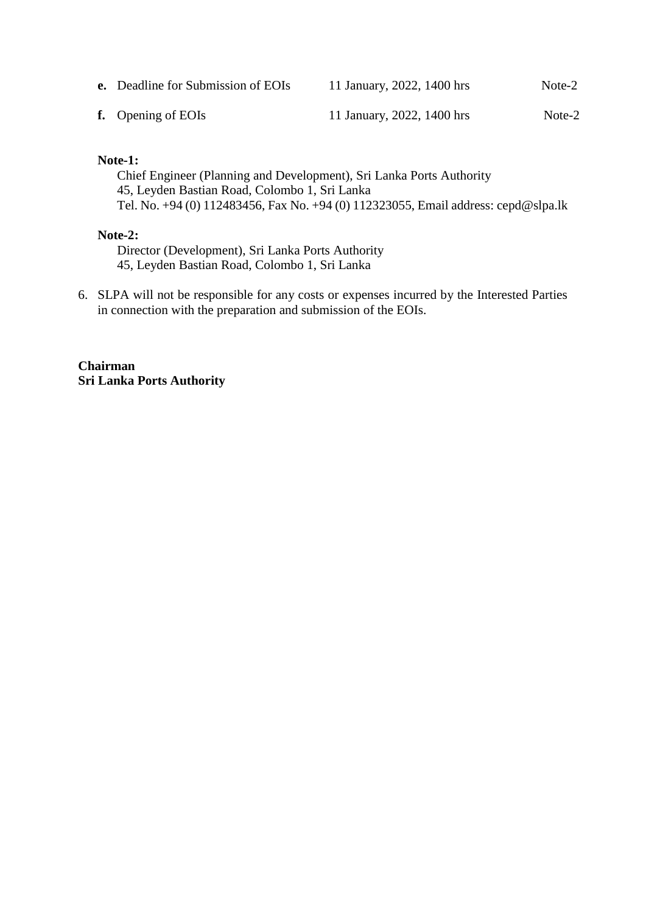| | | | |
|---|---|---|---|
| **e.** | Deadline for Submission of EOIs | 11 January, 2022, 1400 hrs | Note-2 |
| **f.** | Opening of EOIs | 11 January, 2022, 1400 hrs | Note-2 |

**Note-1:**
Chief Engineer (Planning and Development), Sri Lanka Ports Authority
45, Leyden Bastian Road, Colombo 1, Sri Lanka
Tel. No. +94 (0) 112483456, Fax No. +94 (0) 112323055, Email address: cepd@slpa.lk

**Note-2:**
Director (Development), Sri Lanka Ports Authority
45, Leyden Bastian Road, Colombo 1, Sri Lanka

6. SLPA will not be responsible for any costs or expenses incurred by the Interested Parties in connection with the preparation and submission of the EOIs.

**Chairman**
**Sri Lanka Ports Authority**